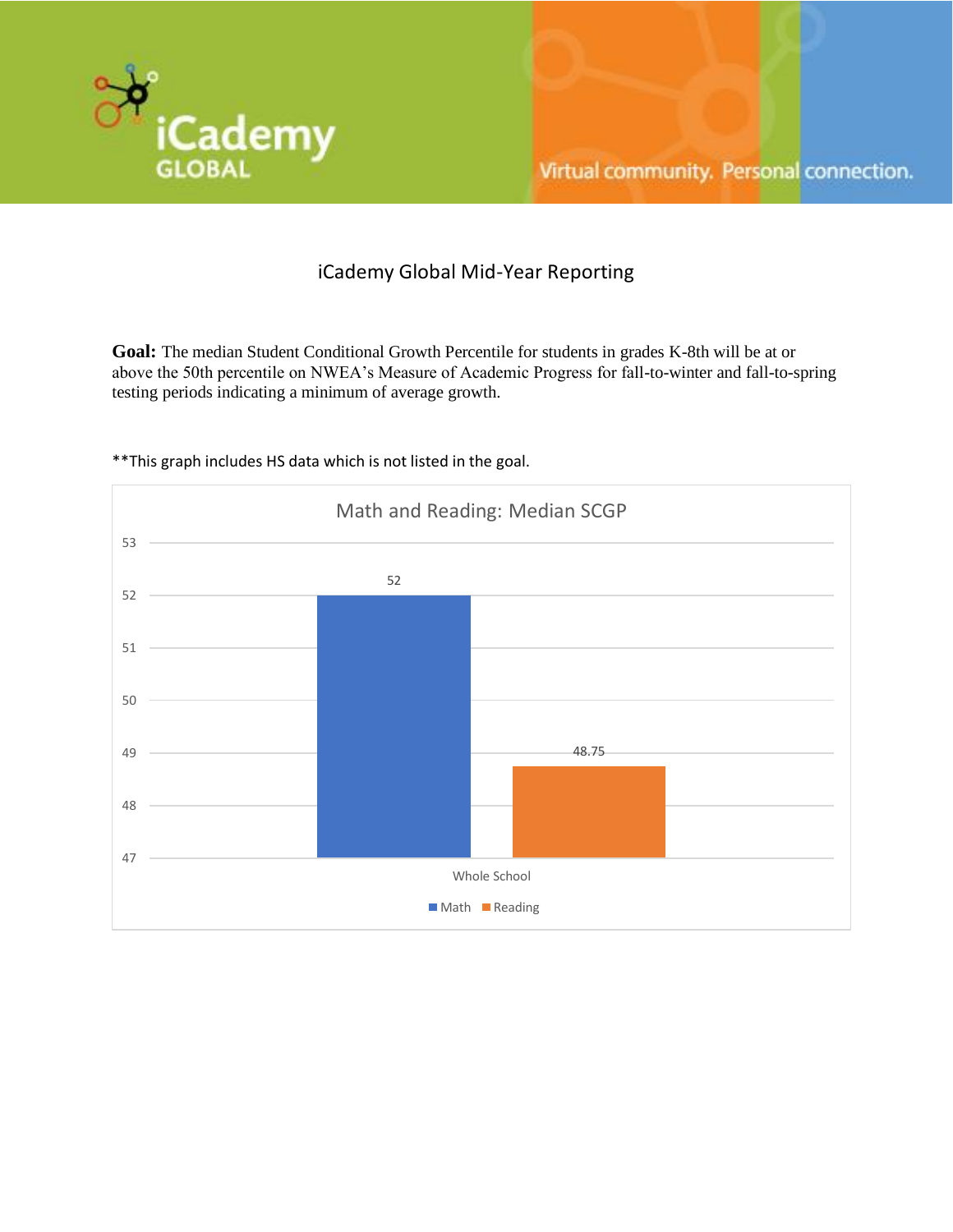iCademy GLOBAL

Virtual community. Personal connection.

# iCademy Global Mid-Year Reporting

**Goal:** The median Student Conditional Growth Percentile for students in grades K-8th will be at or above the 50th percentile on NWEA's Measure of Academic Progress for fall-to-winter and fall-to-spring testing periods indicating a minimum of average growth.

**This graph includes HS data which is not listed in the goal.

Math and Reading: Median SCGP

| | Math | Reading |
|---|---|---|
| Whole School | 52 | 48.75 |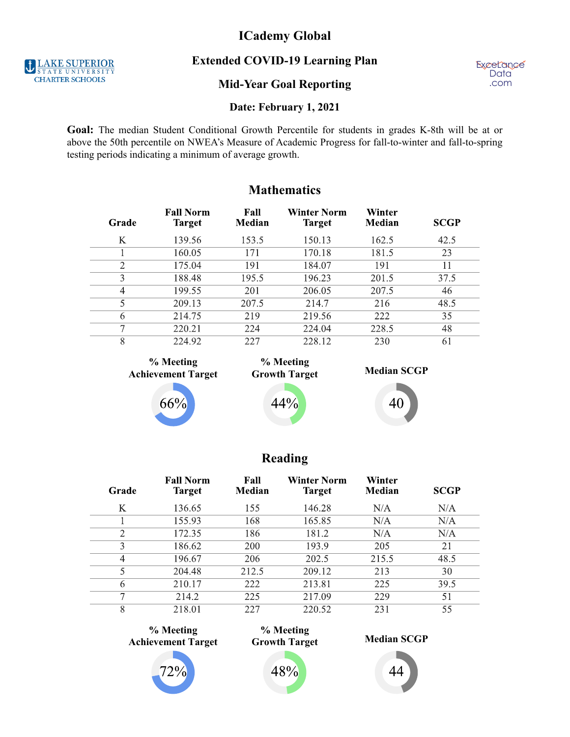# ICademy Global

## Extended COVID-19 Learning Plan

## Mid-Year Goal Reporting

**Date: February 1, 2021**

**Goal:** The median Student Conditional Growth Percentile for students in grades K-8th will be at or above the 50th percentile on NWEA's Measure of Academic Progress for fall-to-winter and fall-to-spring testing periods indicating a minimum of average growth.

## Mathematics

| Grade | Fall Norm Target | Fall Median | Winter Norm Target | Winter Median | SCGP |
|---|---|---|---|---|---|
| K | 139.56 | 153.5 | 150.13 | 162.5 | 42.5 |
| 1 | 160.05 | 171 | 170.18 | 181.5 | 23 |
| 2 | 175.04 | 191 | 184.07 | 191 | 11 |
| 3 | 188.48 | 195.5 | 196.23 | 201.5 | 37.5 |
| 4 | 199.55 | 201 | 206.05 | 207.5 | 46 |
| 5 | 209.13 | 207.5 | 214.7 | 216 | 48.5 |
| 6 | 214.75 | 219 | 219.56 | 222 | 35 |
| 7 | 220.21 | 224 | 224.04 | 228.5 | 48 |
| 8 | 224.92 | 227 | 228.12 | 230 | 61 |

| % Meeting Achievement Target | % Meeting Growth Target | Median SCGP |
|---|---|---|
| 66% | 44% | 40 |

## Reading

| Grade | Fall Norm Target | Fall Median | Winter Norm Target | Winter Median | SCGP |
|---|---|---|---|---|---|
| K | 136.65 | 155 | 146.28 | N/A | N/A |
| 1 | 155.93 | 168 | 165.85 | N/A | N/A |
| 2 | 172.35 | 186 | 181.2 | N/A | N/A |
| 3 | 186.62 | 200 | 193.9 | 205 | 21 |
| 4 | 196.67 | 206 | 202.5 | 215.5 | 48.5 |
| 5 | 204.48 | 212.5 | 209.12 | 213 | 30 |
| 6 | 210.17 | 222 | 213.81 | 225 | 39.5 |
| 7 | 214.2 | 225 | 217.09 | 229 | 51 |
| 8 | 218.01 | 227 | 220.52 | 231 | 55 |

| % Meeting Achievement Target | % Meeting Growth Target | Median SCGP |
|---|---|---|
| 72% | 48% | 44 |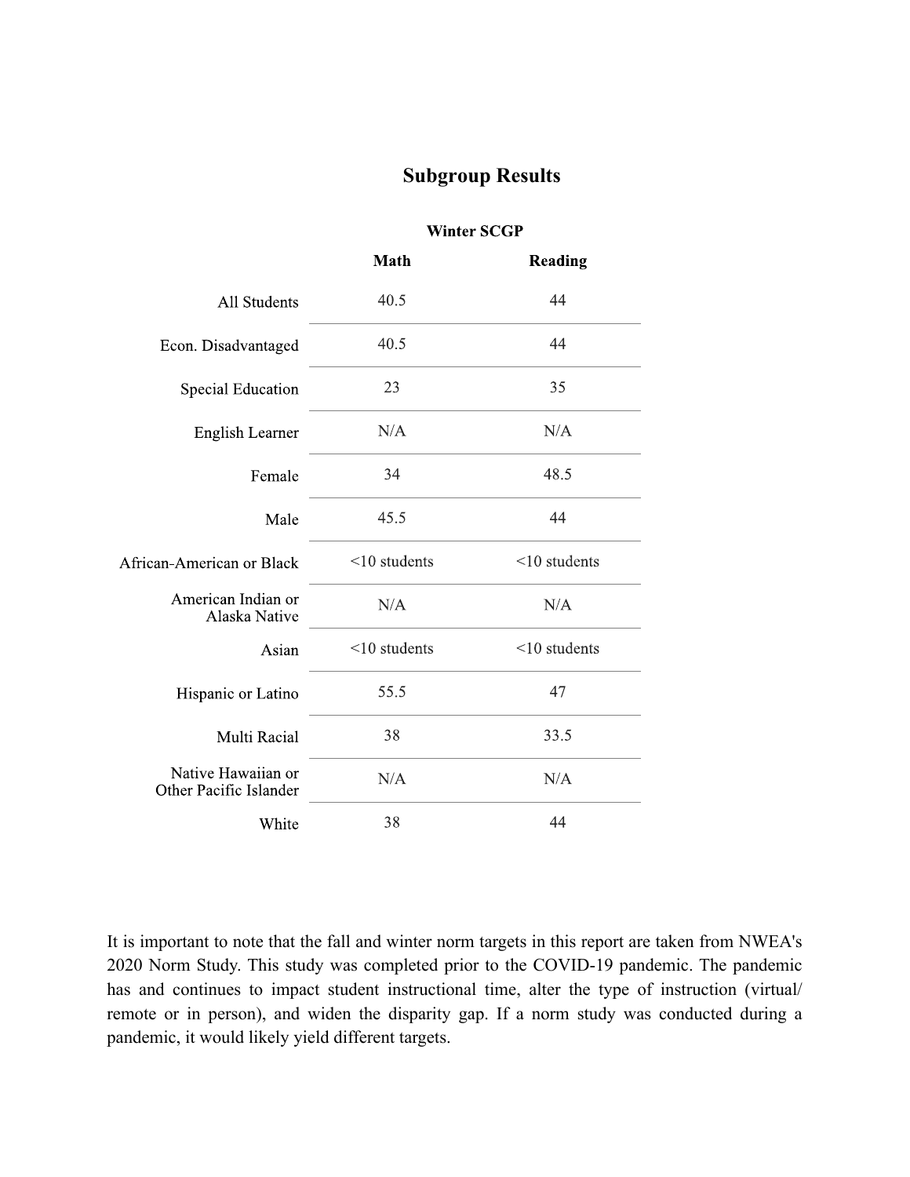## Subgroup Results

| | Winter SCGP | |
|---|---|---|
| | **Math** | **Reading** |
| All Students | 40.5 | 44 |
| Econ. Disadvantaged | 40.5 | 44 |
| Special Education | 23 | 35 |
| English Learner | N/A | N/A |
| Female | 34 | 48.5 |
| Male | 45.5 | 44 |
| African-American or Black | <10 students | <10 students |
| American Indian or Alaska Native | N/A | N/A |
| Asian | <10 students | <10 students |
| Hispanic or Latino | 55.5 | 47 |
| Multi Racial | 38 | 33.5 |
| Native Hawaiian or Other Pacific Islander | N/A | N/A |
| White | 38 | 44 |

It is important to note that the fall and winter norm targets in this report are taken from NWEA's 2020 Norm Study. This study was completed prior to the COVID-19 pandemic. The pandemic has and continues to impact student instructional time, alter the type of instruction (virtual/ remote or in person), and widen the disparity gap. If a norm study was conducted during a pandemic, it would likely yield different targets.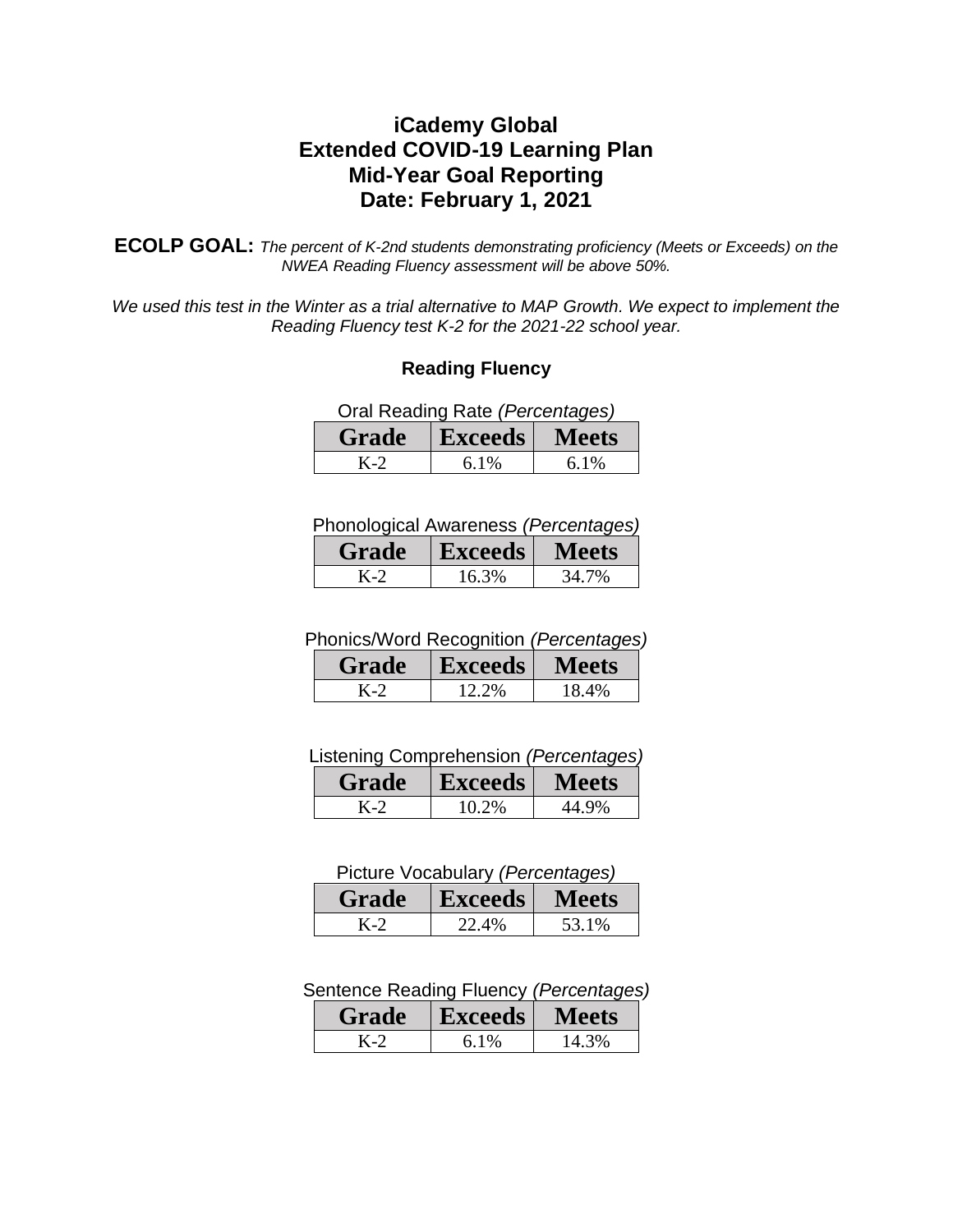# iCademy Global
# Extended COVID-19 Learning Plan
# Mid-Year Goal Reporting
# Date: February 1, 2021

**ECOLP GOAL:** *The percent of K-2nd students demonstrating proficiency (Meets or Exceeds) on the NWEA Reading Fluency assessment will be above 50%.*

*We used this test in the Winter as a trial alternative to MAP Growth. We expect to implement the Reading Fluency test K-2 for the 2021-22 school year.*

### Reading Fluency

Oral Reading Rate *(Percentages)*

| Grade | Exceeds | Meets |
|---|---|---|
| K-2 | 6.1% | 6.1% |

Phonological Awareness *(Percentages)*

| Grade | Exceeds | Meets |
|---|---|---|
| K-2 | 16.3% | 34.7% |

Phonics/Word Recognition *(Percentages)*

| Grade | Exceeds | Meets |
|---|---|---|
| K-2 | 12.2% | 18.4% |

Listening Comprehension *(Percentages)*

| Grade | Exceeds | Meets |
|---|---|---|
| K-2 | 10.2% | 44.9% |

Picture Vocabulary *(Percentages)*

| Grade | Exceeds | Meets |
|---|---|---|
| K-2 | 22.4% | 53.1% |

Sentence Reading Fluency *(Percentages)*

| Grade | Exceeds | Meets |
|---|---|---|
| K-2 | 6.1% | 14.3% |